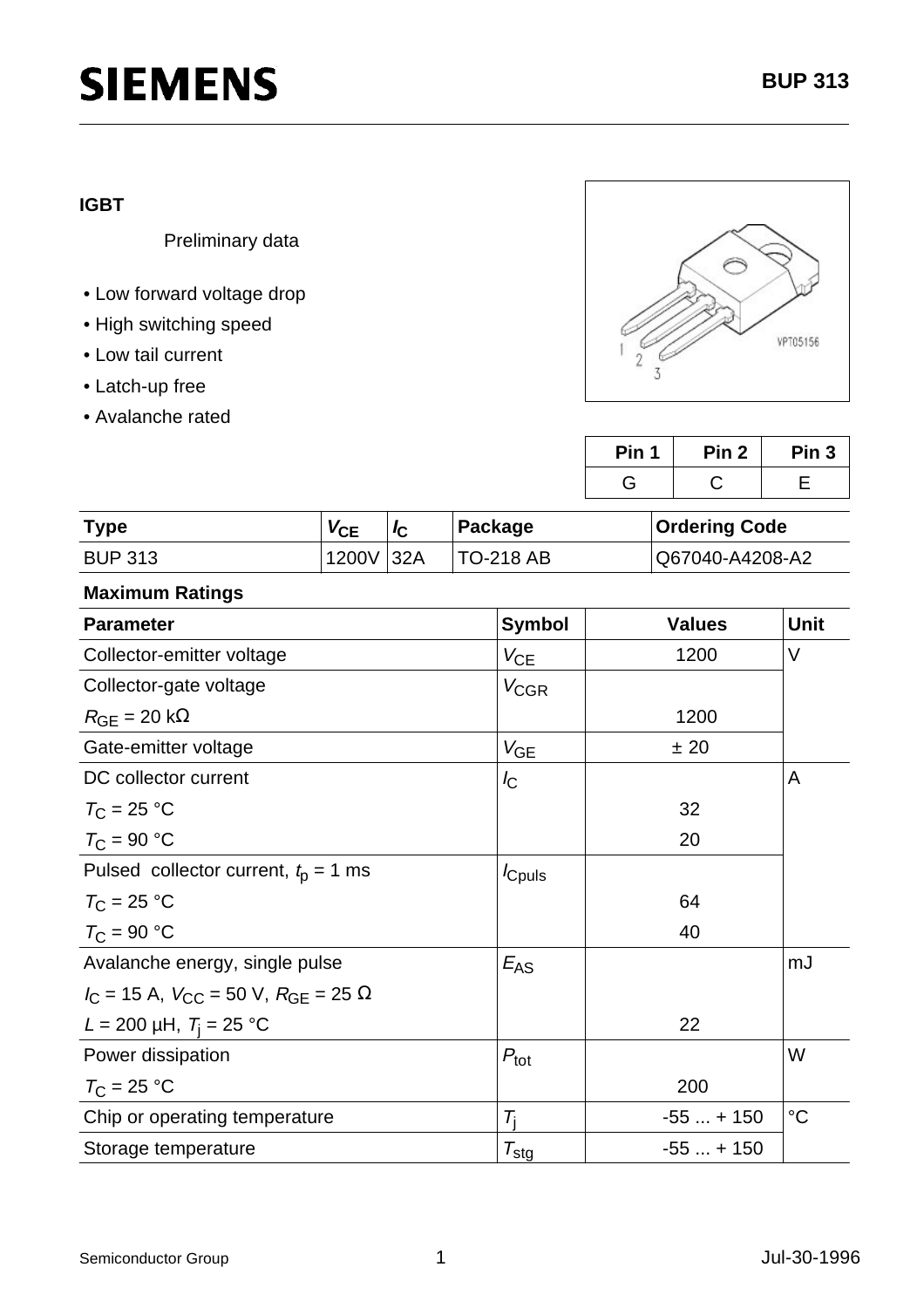# SIEMENS

**BUP 313**

**IGBT**

Preliminary data

- Low forward voltage drop
- High switching speed
- Low tail current
- Latch-up free
- Avalanche rated

VPT05156

| Pin 1 | Pin 2 | Pin 3 |
|---|---|---|
| G | C | E |

| Type | $V_{CE}$ | $I_C$ | Package | Ordering Code |
|---|---|---|---|---|
| BUP 313 | 1200V | 32A | TO-218 AB | Q67040-A4208-A2 |

**Maximum Ratings**

| Parameter | Symbol | Values | Unit |
|---|---|---|---|
| Collector-emitter voltage | $V_{CE}$ | 1200 | V |
| Collector-gate voltage<br>$R_{GE}$ = 20 kΩ | $V_{CGR}$ | 1200 | |
| Gate-emitter voltage | $V_{GE}$ | ± 20 | |
| DC collector current | $I_C$ | | A |
| $T_C$ = 25 °C | | 32 | |
| $T_C$ = 90 °C | | 20 | |
| Pulsed collector current, $t_p$ = 1 ms | $I_{Cpuls}$ | | |
| $T_C$ = 25 °C | | 64 | |
| $T_C$ = 90 °C | | 40 | |
| Avalanche energy, single pulse<br>$I_C$ = 15 A, $V_{CC}$ = 50 V, $R_{GE}$ = 25 Ω<br>$L$ = 200 µH, $T_j$ = 25 °C | $E_{AS}$ | 22 | mJ |
| Power dissipation<br>$T_C$ = 25 °C | $P_{tot}$ | 200 | W |
| Chip or operating temperature | $T_j$ | -55 ... + 150 | °C |
| Storage temperature | $T_{stg}$ | -55 ... + 150 | |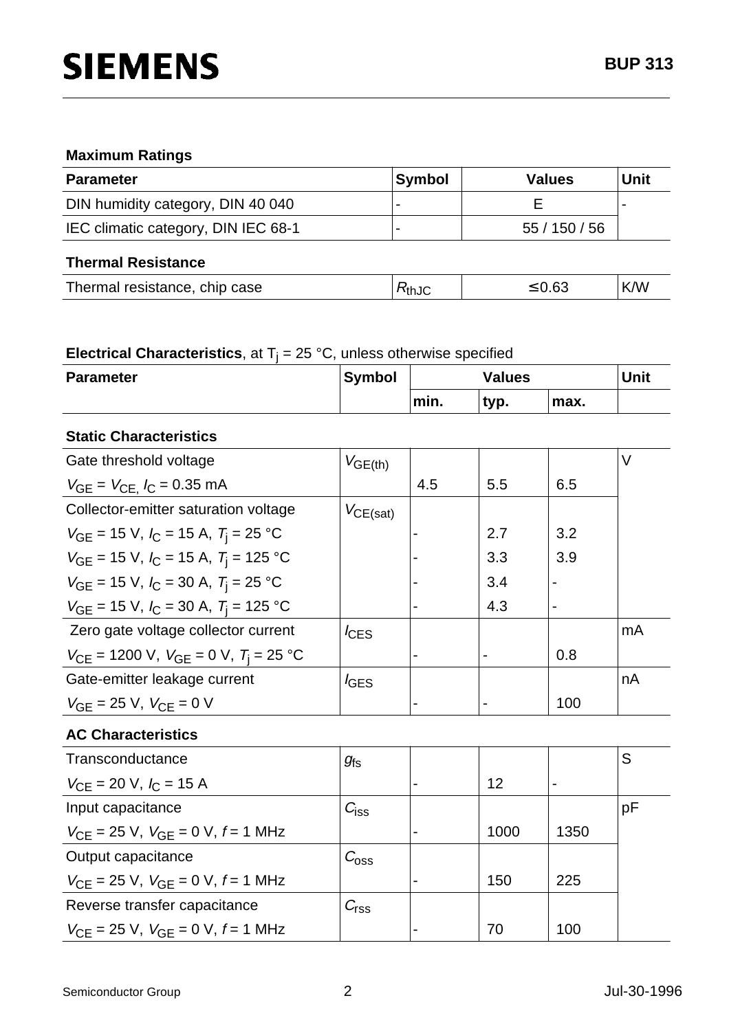### Maximum Ratings

| Parameter | Symbol | Values | Unit |
|---|---|---|---|
| DIN humidity category, DIN 40 040 | - | E | - |
| IEC climatic category, DIN IEC 68-1 | - | 55 / 150 / 56 | |

### Thermal Resistance

| Parameter | Symbol | Values | Unit |
|---|---|---|---|
| Thermal resistance, chip case | $R_{thJC}$ | ≤ 0.63 | K/W |

**Electrical Characteristics**, at $T_j$ = 25 °C, unless otherwise specified

| Parameter | Symbol | Values | | | Unit |
|---|---|---|---|---|---|
| | | min. | typ. | max. | |
| **Static Characteristics** | | | | | |
| Gate threshold voltage | $V_{GE(th)}$ | | | | V |
| $V_{GE}$ = $V_{CE,}$ $I_C$ = 0.35 mA | | 4.5 | 5.5 | 6.5 | |
| Collector-emitter saturation voltage | $V_{CE(sat)}$ | | | | |
| $V_{GE}$ = 15 V, $I_C$ = 15 A, $T_j$ = 25 °C | | - | 2.7 | 3.2 | |
| $V_{GE}$ = 15 V, $I_C$ = 15 A, $T_j$ = 125 °C | | - | 3.3 | 3.9 | |
| $V_{GE}$ = 15 V, $I_C$ = 30 A, $T_j$ = 25 °C | | - | 3.4 | - | |
| $V_{GE}$ = 15 V, $I_C$ = 30 A, $T_j$ = 125 °C | | - | 4.3 | - | |
| Zero gate voltage collector current | $I_{CES}$ | | | | mA |
| $V_{CE}$ = 1200 V, $V_{GE}$ = 0 V, $T_j$ = 25 °C | | - | - | 0.8 | |
| Gate-emitter leakage current | $I_{GES}$ | | | | nA |
| $V_{GE}$ = 25 V, $V_{CE}$ = 0 V | | - | - | 100 | |
| **AC Characteristics** | | | | | |
| Transconductance | $g_{fs}$ | | | | S |
| $V_{CE}$ = 20 V, $I_C$ = 15 A | | - | 12 | - | |
| Input capacitance | $C_{iss}$ | | | | pF |
| $V_{CE}$ = 25 V, $V_{GE}$ = 0 V, $f$ = 1 MHz | | - | 1000 | 1350 | |
| Output capacitance | $C_{oss}$ | | | | |
| $V_{CE}$ = 25 V, $V_{GE}$ = 0 V, $f$ = 1 MHz | | - | 150 | 225 | |
| Reverse transfer capacitance | $C_{rss}$ | | | | |
| $V_{CE}$ = 25 V, $V_{GE}$ = 0 V, $f$ = 1 MHz | | - | 70 | 100 | |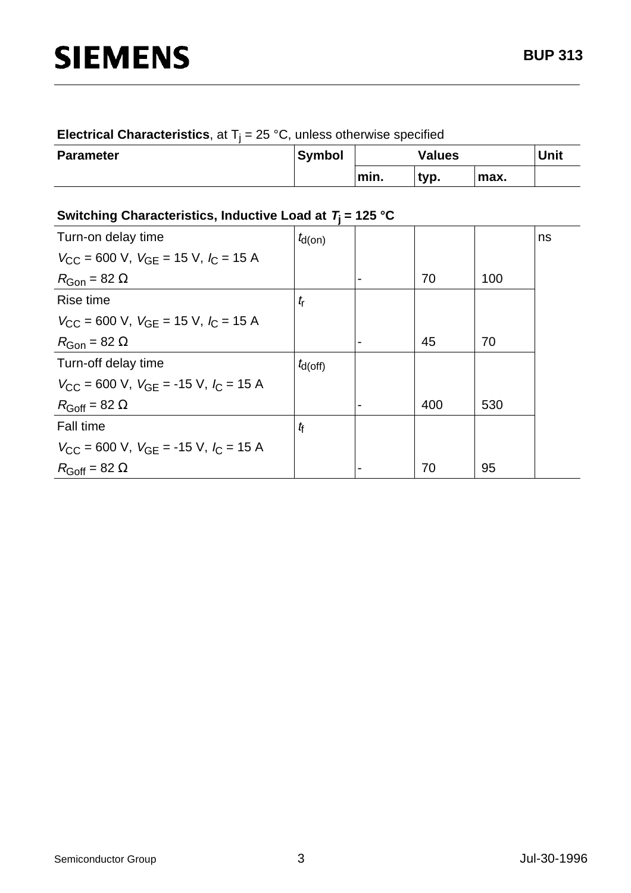**Electrical Characteristics**, at $T_j$ = 25 °C, unless otherwise specified

| Parameter | Symbol | Values | | | Unit |
|---|---|---|---|---|---|
| | | min. | typ. | max. | |
| **Switching Characteristics, Inductive Load at $T_j$ = 125 °C** | | | | | |
| Turn-on delay time<br>$V_{CC}$ = 600 V, $V_{GE}$ = 15 V, $I_C$ = 15 A<br>$R_{Gon}$ = 82 Ω | $t_{d(on)}$ | - | 70 | 100 | ns |
| Rise time<br>$V_{CC}$ = 600 V, $V_{GE}$ = 15 V, $I_C$ = 15 A<br>$R_{Gon}$ = 82 Ω | $t_r$ | - | 45 | 70 | |
| Turn-off delay time<br>$V_{CC}$ = 600 V, $V_{GE}$ = -15 V, $I_C$ = 15 A<br>$R_{Goff}$ = 82 Ω | $t_{d(off)}$ | - | 400 | 530 | |
| Fall time<br>$V_{CC}$ = 600 V, $V_{GE}$ = -15 V, $I_C$ = 15 A<br>$R_{Goff}$ = 82 Ω | $t_f$ | - | 70 | 95 | |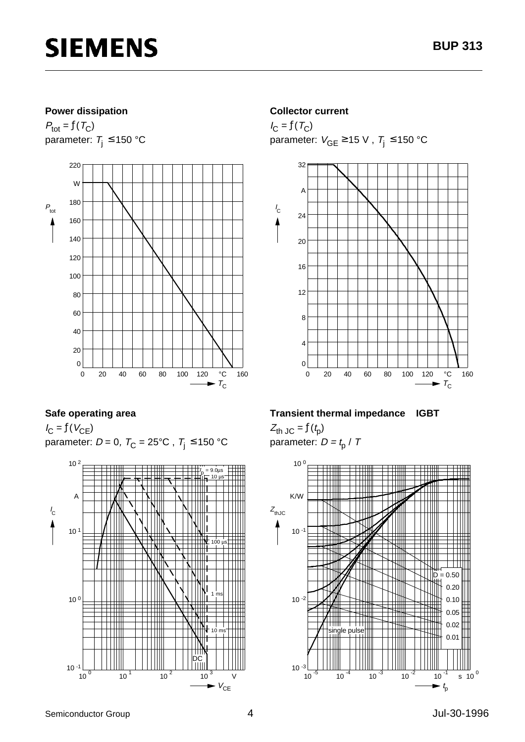### Power dissipation

$P_{tot} = f(T_C)$

parameter: $T_j \leq 150\ °C$

### Collector current

$I_C = f(T_C)$

parameter: $V_{GE} \geq 15\ V$ , $T_j \leq 150\ °C$

### Safe operating area

$I_C = f(V_{CE})$

parameter: $D = 0$, $T_C = 25°C$ , $T_j \leq 150\ °C$

### Transient thermal impedance IGBT

$Z_{th\ JC} = f(t_p)$

parameter: $D = t_p\ /\ T$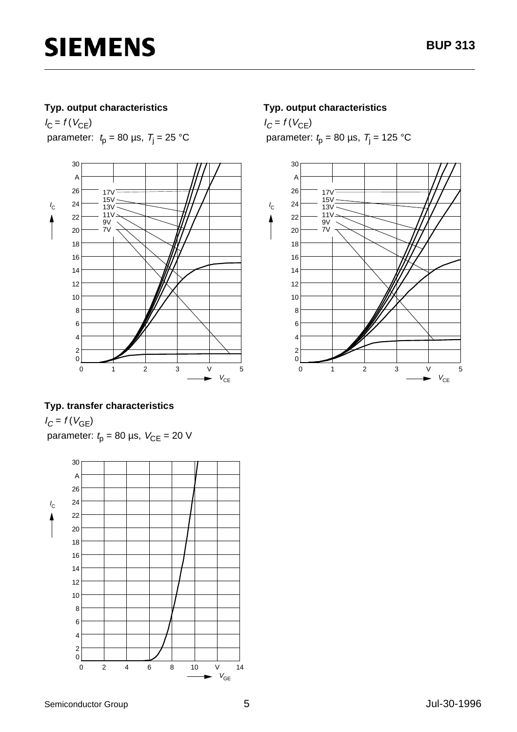**Typ. output characteristics**

$I_C = f(V_{CE})$

parameter: $t_p$ = 80 µs, $T_j$ = 25 °C

**Typ. output characteristics**

$I_C = f(V_{CE})$

parameter: $t_p$ = 80 µs, $T_j$ = 125 °C

**Typ. transfer characteristics**

$I_C = f(V_{GE})$

parameter: $t_p$ = 80 µs, $V_{CE}$ = 20 V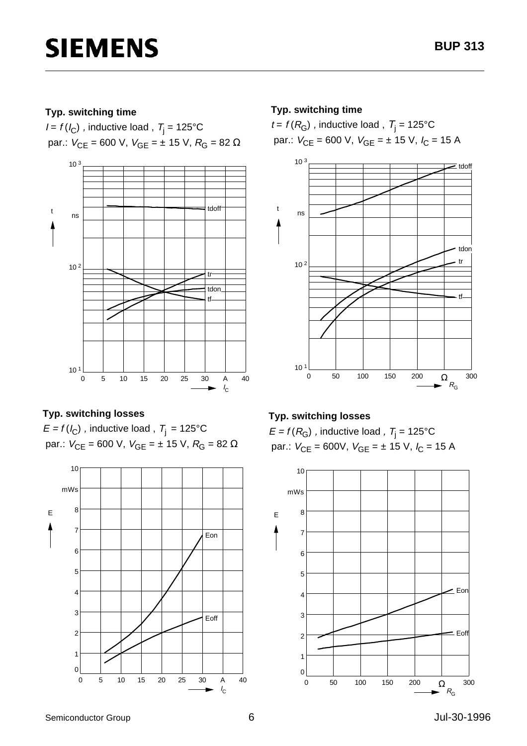### Typ. switching time

$t = f(I_C)$ , inductive load , $T_j$ = 125°C

par.: $V_{CE}$ = 600 V, $V_{GE}$ = ± 15 V, $R_G$ = 82 Ω

### Typ. switching time

$t = f(R_G)$ , inductive load , $T_j$ = 125°C

par.: $V_{CE}$ = 600 V, $V_{GE}$ = ± 15 V, $I_C$ = 15 A

### Typ. switching losses

$E = f(I_C)$ , inductive load , $T_j$ = 125°C

par.: $V_{CE}$ = 600 V, $V_{GE}$ = ± 15 V, $R_G$ = 82 Ω

### Typ. switching losses

$E = f(R_G)$ , inductive load , $T_j$ = 125°C

par.: $V_{CE}$ = 600V, $V_{GE}$ = ± 15 V, $I_C$ = 15 A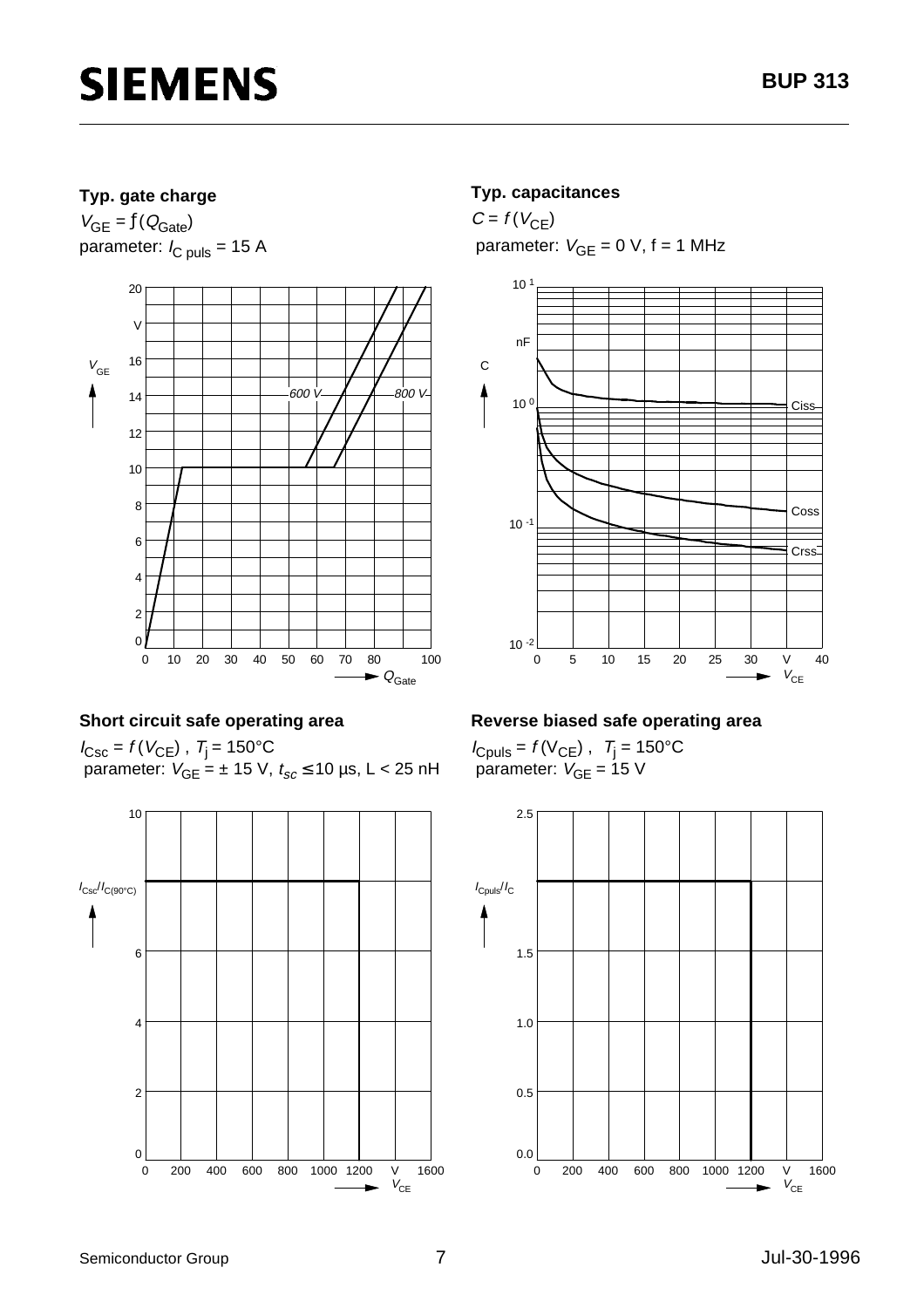### Typ. gate charge

$V_{GE} = f(Q_{Gate})$

parameter: $I_{C\ puls}$ = 15 A

### Typ. capacitances

$C = f(V_{CE})$

parameter: $V_{GE}$ = 0 V, f = 1 MHz

### Short circuit safe operating area

$I_{Csc} = f(V_{CE})$ , $T_j$ = 150°C

parameter: $V_{GE}$ = ± 15 V, $t_{sc} \leq$ 10 µs, L < 25 nH

### Reverse biased safe operating area

$I_{Cpuls} = f(V_{CE})$ , $T_j$ = 150°C

parameter: $V_{GE}$ = 15 V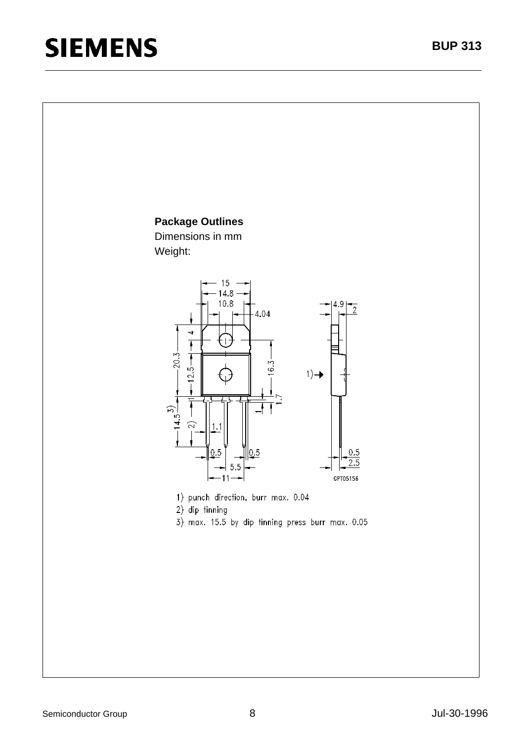**Package Outlines**

Dimensions in mm

Weight:

15
14.8
10.8
4.04
4.9
2
4
20.3
12.5
16.3
1)
1
1.7
1
3)
14.5
2)
1.1
0.5
0.5
5.5
11
0.5
2.5
GPT05156

1) punch direction, burr max. 0.04

2) dip tinning

3) max. 15.5 by dip tinning press burr max. 0.05